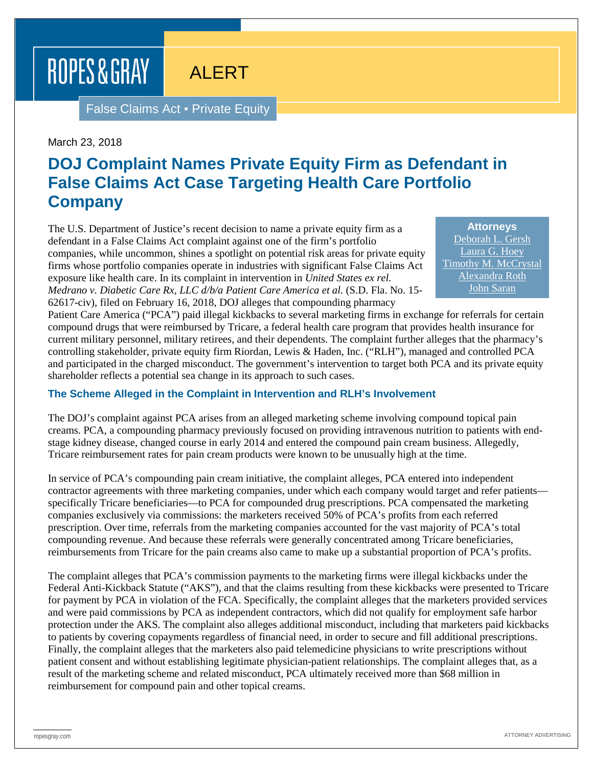ROPES & GRAY

ALERT

False Claims Act ▪ Private Equity

March 23, 2018

# DOJ Complaint Names Private Equity Firm as Defendant in False Claims Act Case Targeting Health Care Portfolio Company

**Attorneys**
Deborah L. Gersh
Laura G. Hoey
Timothy M. McCrystal
Alexandra Roth
John Saran

The U.S. Department of Justice's recent decision to name a private equity firm as a defendant in a False Claims Act complaint against one of the firm's portfolio companies, while uncommon, shines a spotlight on potential risk areas for private equity firms whose portfolio companies operate in industries with significant False Claims Act exposure like health care. In its complaint in intervention in *United States ex rel. Medrano v. Diabetic Care Rx, LLC d/b/a Patient Care America et al.* (S.D. Fla. No. 15-62617-civ), filed on February 16, 2018, DOJ alleges that compounding pharmacy Patient Care America ("PCA") paid illegal kickbacks to several marketing firms in exchange for referrals for certain compound drugs that were reimbursed by Tricare, a federal health care program that provides health insurance for current military personnel, military retirees, and their dependents. The complaint further alleges that the pharmacy's controlling stakeholder, private equity firm Riordan, Lewis & Haden, Inc. ("RLH"), managed and controlled PCA and participated in the charged misconduct. The government's intervention to target both PCA and its private equity shareholder reflects a potential sea change in its approach to such cases.

### The Scheme Alleged in the Complaint in Intervention and RLH's Involvement

The DOJ's complaint against PCA arises from an alleged marketing scheme involving compound topical pain creams. PCA, a compounding pharmacy previously focused on providing intravenous nutrition to patients with end-stage kidney disease, changed course in early 2014 and entered the compound pain cream business. Allegedly, Tricare reimbursement rates for pain cream products were known to be unusually high at the time.

In service of PCA's compounding pain cream initiative, the complaint alleges, PCA entered into independent contractor agreements with three marketing companies, under which each company would target and refer patients—specifically Tricare beneficiaries—to PCA for compounded drug prescriptions. PCA compensated the marketing companies exclusively via commissions: the marketers received 50% of PCA's profits from each referred prescription. Over time, referrals from the marketing companies accounted for the vast majority of PCA's total compounding revenue. And because these referrals were generally concentrated among Tricare beneficiaries, reimbursements from Tricare for the pain creams also came to make up a substantial proportion of PCA's profits.

The complaint alleges that PCA's commission payments to the marketing firms were illegal kickbacks under the Federal Anti-Kickback Statute ("AKS"), and that the claims resulting from these kickbacks were presented to Tricare for payment by PCA in violation of the FCA. Specifically, the complaint alleges that the marketers provided services and were paid commissions by PCA as independent contractors, which did not qualify for employment safe harbor protection under the AKS. The complaint also alleges additional misconduct, including that marketers paid kickbacks to patients by covering copayments regardless of financial need, in order to secure and fill additional prescriptions. Finally, the complaint alleges that the marketers also paid telemedicine physicians to write prescriptions without patient consent and without establishing legitimate physician-patient relationships. The complaint alleges that, as a result of the marketing scheme and related misconduct, PCA ultimately received more than $68 million in reimbursement for compound pain and other topical creams.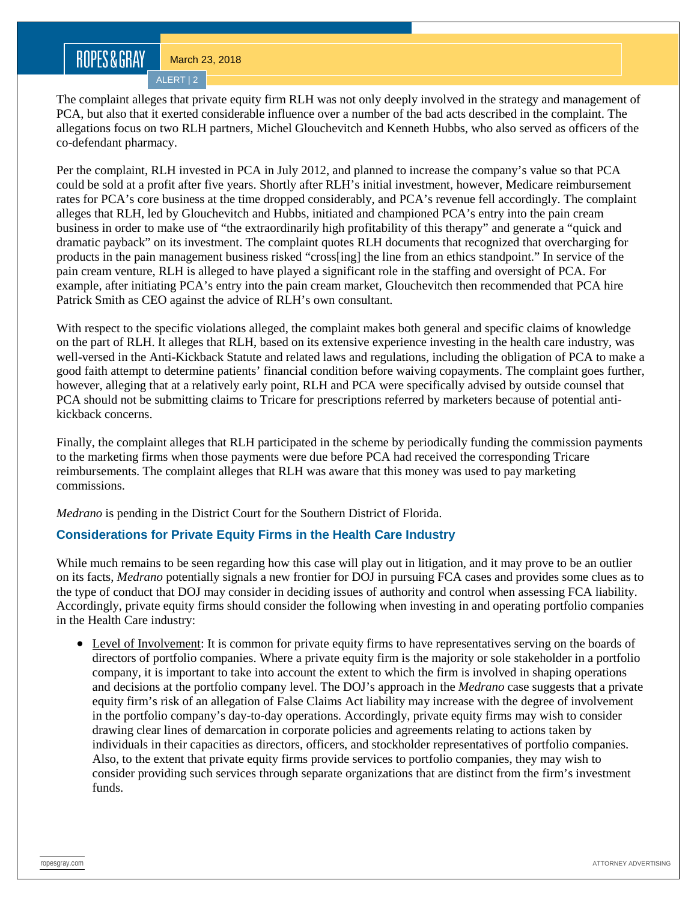The complaint alleges that private equity firm RLH was not only deeply involved in the strategy and management of PCA, but also that it exerted considerable influence over a number of the bad acts described in the complaint. The allegations focus on two RLH partners, Michel Glouchevitch and Kenneth Hubbs, who also served as officers of the co-defendant pharmacy.

Per the complaint, RLH invested in PCA in July 2012, and planned to increase the company's value so that PCA could be sold at a profit after five years. Shortly after RLH's initial investment, however, Medicare reimbursement rates for PCA's core business at the time dropped considerably, and PCA's revenue fell accordingly. The complaint alleges that RLH, led by Glouchevitch and Hubbs, initiated and championed PCA's entry into the pain cream business in order to make use of "the extraordinarily high profitability of this therapy" and generate a "quick and dramatic payback" on its investment. The complaint quotes RLH documents that recognized that overcharging for products in the pain management business risked "cross[ing] the line from an ethics standpoint." In service of the pain cream venture, RLH is alleged to have played a significant role in the staffing and oversight of PCA. For example, after initiating PCA's entry into the pain cream market, Glouchevitch then recommended that PCA hire Patrick Smith as CEO against the advice of RLH's own consultant.

With respect to the specific violations alleged, the complaint makes both general and specific claims of knowledge on the part of RLH. It alleges that RLH, based on its extensive experience investing in the health care industry, was well-versed in the Anti-Kickback Statute and related laws and regulations, including the obligation of PCA to make a good faith attempt to determine patients' financial condition before waiving copayments. The complaint goes further, however, alleging that at a relatively early point, RLH and PCA were specifically advised by outside counsel that PCA should not be submitting claims to Tricare for prescriptions referred by marketers because of potential anti-kickback concerns.

Finally, the complaint alleges that RLH participated in the scheme by periodically funding the commission payments to the marketing firms when those payments were due before PCA had received the corresponding Tricare reimbursements. The complaint alleges that RLH was aware that this money was used to pay marketing commissions.

*Medrano* is pending in the District Court for the Southern District of Florida.

### Considerations for Private Equity Firms in the Health Care Industry

While much remains to be seen regarding how this case will play out in litigation, and it may prove to be an outlier on its facts, *Medrano* potentially signals a new frontier for DOJ in pursuing FCA cases and provides some clues as to the type of conduct that DOJ may consider in deciding issues of authority and control when assessing FCA liability. Accordingly, private equity firms should consider the following when investing in and operating portfolio companies in the Health Care industry:

- <u>Level of Involvement</u>: It is common for private equity firms to have representatives serving on the boards of directors of portfolio companies. Where a private equity firm is the majority or sole stakeholder in a portfolio company, it is important to take into account the extent to which the firm is involved in shaping operations and decisions at the portfolio company level. The DOJ's approach in the *Medrano* case suggests that a private equity firm's risk of an allegation of False Claims Act liability may increase with the degree of involvement in the portfolio company's day-to-day operations. Accordingly, private equity firms may wish to consider drawing clear lines of demarcation in corporate policies and agreements relating to actions taken by individuals in their capacities as directors, officers, and stockholder representatives of portfolio companies. Also, to the extent that private equity firms provide services to portfolio companies, they may wish to consider providing such services through separate organizations that are distinct from the firm's investment funds.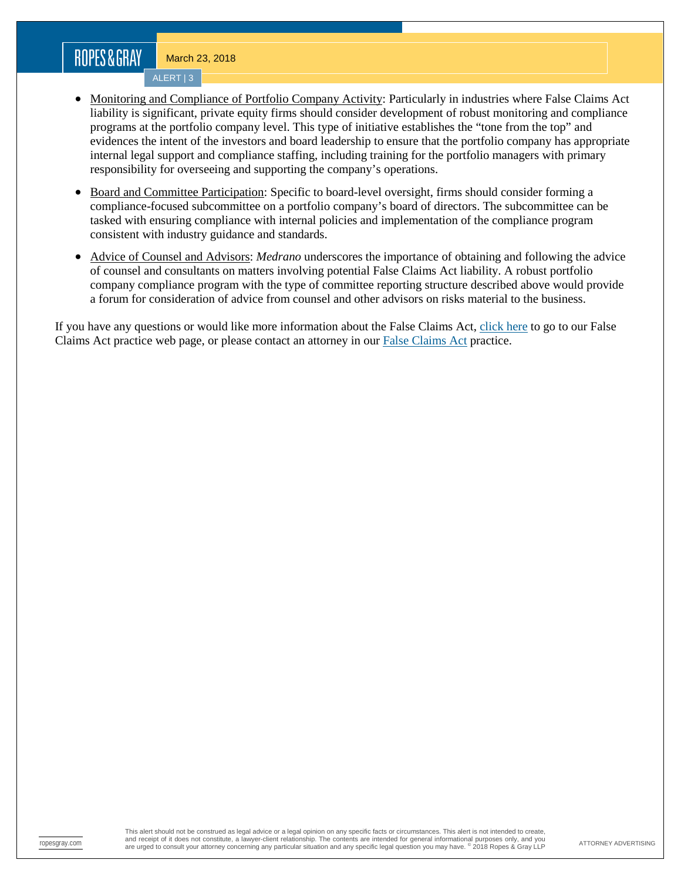- Monitoring and Compliance of Portfolio Company Activity: Particularly in industries where False Claims Act liability is significant, private equity firms should consider development of robust monitoring and compliance programs at the portfolio company level. This type of initiative establishes the "tone from the top" and evidences the intent of the investors and board leadership to ensure that the portfolio company has appropriate internal legal support and compliance staffing, including training for the portfolio managers with primary responsibility for overseeing and supporting the company's operations.
- Board and Committee Participation: Specific to board-level oversight, firms should consider forming a compliance-focused subcommittee on a portfolio company's board of directors. The subcommittee can be tasked with ensuring compliance with internal policies and implementation of the compliance program consistent with industry guidance and standards.
- Advice of Counsel and Advisors: *Medrano* underscores the importance of obtaining and following the advice of counsel and consultants on matters involving potential False Claims Act liability. A robust portfolio company compliance program with the type of committee reporting structure described above would provide a forum for consideration of advice from counsel and other advisors on risks material to the business.

If you have any questions or would like more information about the False Claims Act, click here to go to our False Claims Act practice web page, or please contact an attorney in our False Claims Act practice.